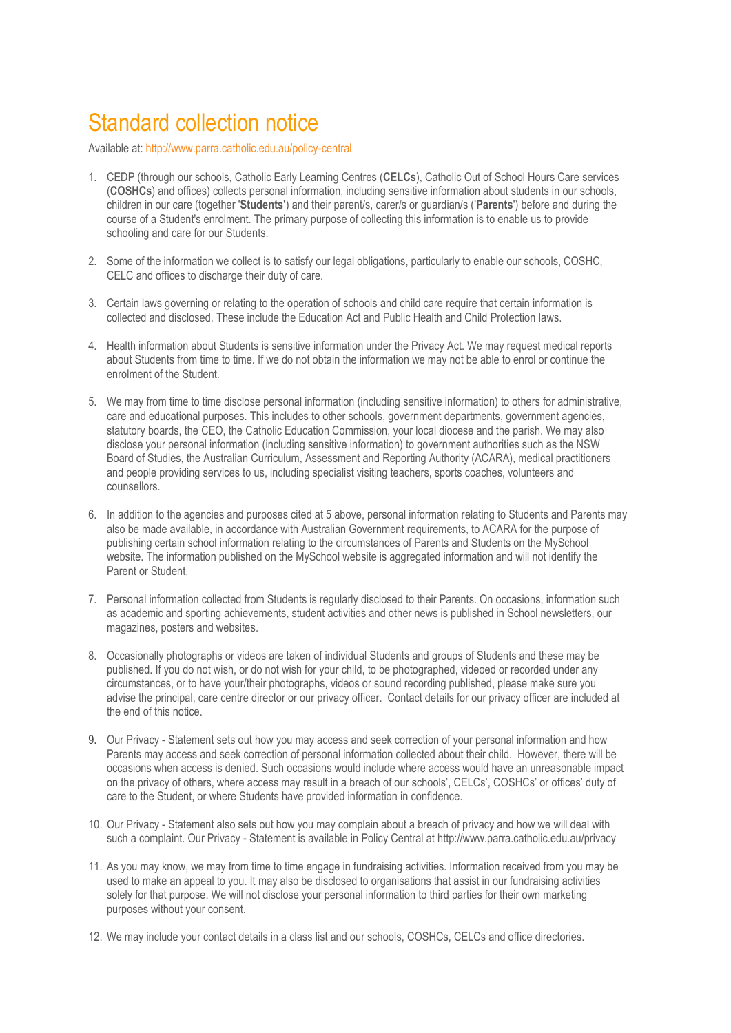# Standard collection notice

Available at: http://www.parra.catholic.edu.au/policy-central

1. CEDP (through our schools, Catholic Early Learning Centres (**CELCs**), Catholic Out of School Hours Care services (**COSHCs**) and offices) collects personal information, including sensitive information about students in our schools, children in our care (together '**Students'**) and their parent/s, carer/s or guardian/s ('**Parents**') before and during the course of a Student's enrolment. The primary purpose of collecting this information is to enable us to provide schooling and care for our Students.

2. Some of the information we collect is to satisfy our legal obligations, particularly to enable our schools, COSHC, CELC and offices to discharge their duty of care.

3. Certain laws governing or relating to the operation of schools and child care require that certain information is collected and disclosed. These include the Education Act and Public Health and Child Protection laws.

4. Health information about Students is sensitive information under the Privacy Act. We may request medical reports about Students from time to time. If we do not obtain the information we may not be able to enrol or continue the enrolment of the Student.

5. We may from time to time disclose personal information (including sensitive information) to others for administrative, care and educational purposes. This includes to other schools, government departments, government agencies, statutory boards, the CEO, the Catholic Education Commission, your local diocese and the parish. We may also disclose your personal information (including sensitive information) to government authorities such as the NSW Board of Studies, the Australian Curriculum, Assessment and Reporting Authority (ACARA), medical practitioners and people providing services to us, including specialist visiting teachers, sports coaches, volunteers and counsellors.

6. In addition to the agencies and purposes cited at 5 above, personal information relating to Students and Parents may also be made available, in accordance with Australian Government requirements, to ACARA for the purpose of publishing certain school information relating to the circumstances of Parents and Students on the MySchool website. The information published on the MySchool website is aggregated information and will not identify the Parent or Student.

7. Personal information collected from Students is regularly disclosed to their Parents. On occasions, information such as academic and sporting achievements, student activities and other news is published in School newsletters, our magazines, posters and websites.

8. Occasionally photographs or videos are taken of individual Students and groups of Students and these may be published. If you do not wish, or do not wish for your child, to be photographed, videoed or recorded under any circumstances, or to have your/their photographs, videos or sound recording published, please make sure you advise the principal, care centre director or our privacy officer. Contact details for our privacy officer are included at the end of this notice.

9. Our Privacy - Statement sets out how you may access and seek correction of your personal information and how Parents may access and seek correction of personal information collected about their child. However, there will be occasions when access is denied. Such occasions would include where access would have an unreasonable impact on the privacy of others, where access may result in a breach of our schools', CELCs', COSHCs' or offices' duty of care to the Student, or where Students have provided information in confidence.

10. Our Privacy - Statement also sets out how you may complain about a breach of privacy and how we will deal with such a complaint. Our Privacy - Statement is available in Policy Central at http://www.parra.catholic.edu.au/privacy

11. As you may know, we may from time to time engage in fundraising activities. Information received from you may be used to make an appeal to you. It may also be disclosed to organisations that assist in our fundraising activities solely for that purpose. We will not disclose your personal information to third parties for their own marketing purposes without your consent.

12. We may include your contact details in a class list and our schools, COSHCs, CELCs and office directories.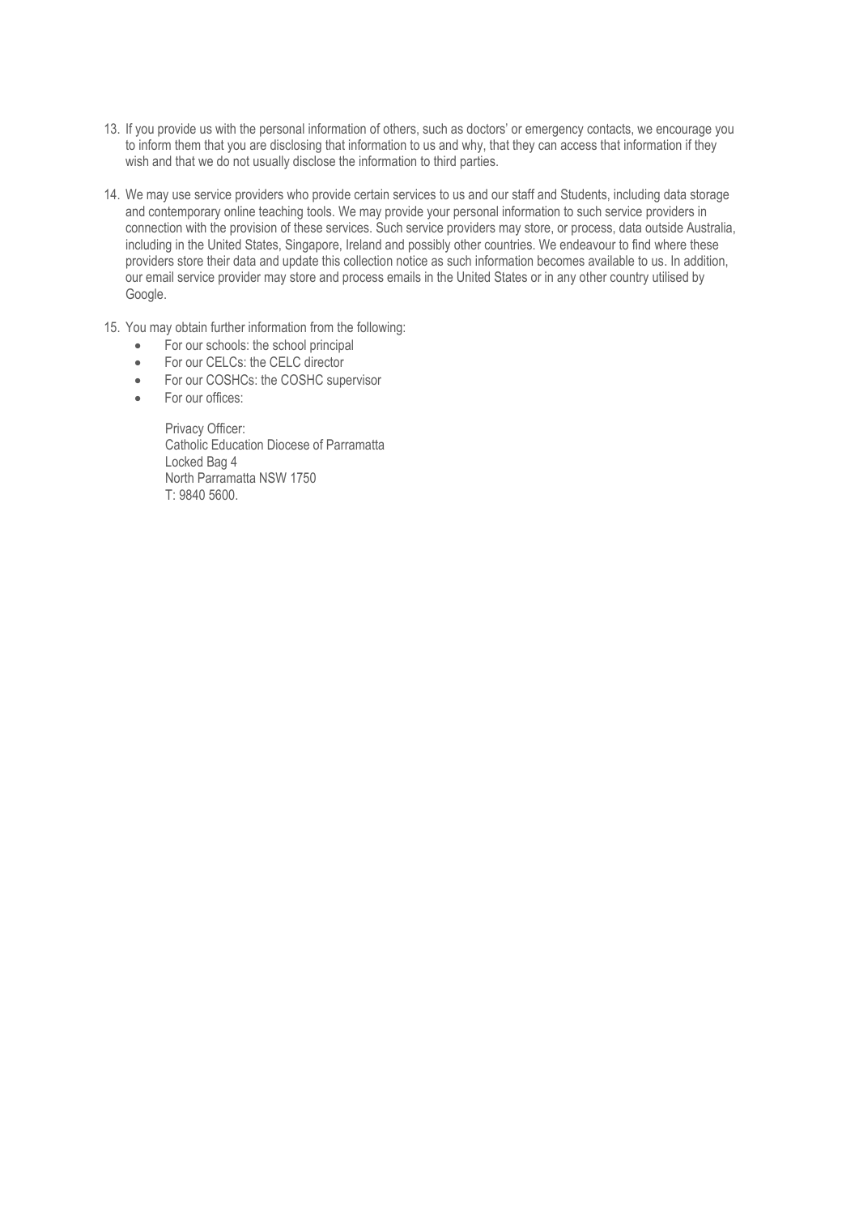13. If you provide us with the personal information of others, such as doctors' or emergency contacts, we encourage you to inform them that you are disclosing that information to us and why, that they can access that information if they wish and that we do not usually disclose the information to third parties.

14. We may use service providers who provide certain services to us and our staff and Students, including data storage and contemporary online teaching tools. We may provide your personal information to such service providers in connection with the provision of these services. Such service providers may store, or process, data outside Australia, including in the United States, Singapore, Ireland and possibly other countries. We endeavour to find where these providers store their data and update this collection notice as such information becomes available to us. In addition, our email service provider may store and process emails in the United States or in any other country utilised by Google.

15. You may obtain further information from the following:
    - For our schools: the school principal
    - For our CELCs: the CELC director
    - For our COSHCs: the COSHC supervisor
    - For our offices:

      Privacy Officer:
      Catholic Education Diocese of Parramatta
      Locked Bag 4
      North Parramatta NSW 1750
      T: 9840 5600.